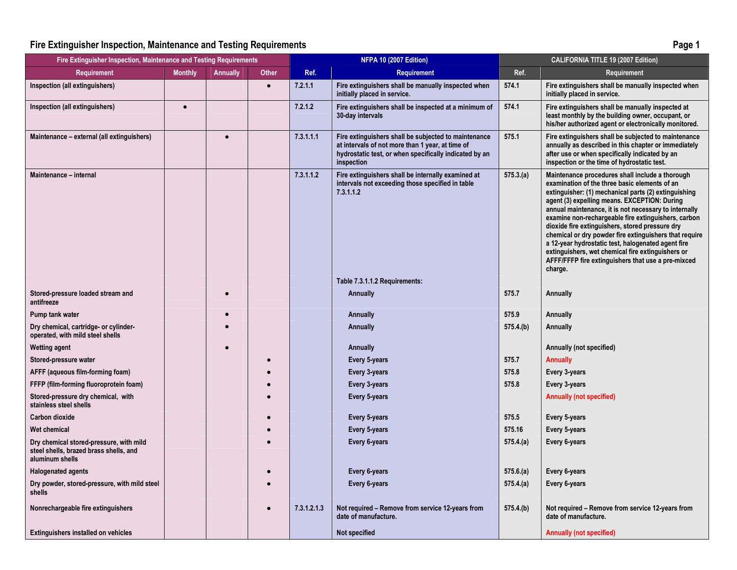# Fire Extinguisher Inspection, Maintenance and Testing Requirements

| Fire Extinguisher Inspection, Maintenance and Testing Requirements | | | | NFPA 10 (2007 Edition) | | CALIFORNIA TITLE 19 (2007 Edition) | |
|---|---|---|---|---|---|---|---|
| **Requirement** | **Monthly** | **Annually** | **Other** | **Ref.** | **Requirement** | **Ref.** | **Requirement** |
| Inspection (all extinguishers) | | | ● | 7.2.1.1 | Fire extinguishers shall be manually inspected when initially placed in service. | 574.1 | Fire extinguishers shall be manually inspected when initially placed in service. |
| Inspection (all extinguishers) | ● | | | 7.2.1.2 | Fire extinguishers shall be inspected at a minimum of 30-day intervals | 574.1 | Fire extinguishers shall be manually inspected at least monthly by the building owner, occupant, or his/her authorized agent or electronically monitored. |
| Maintenance – external (all extinguishers) | | ● | | 7.3.1.1.1 | Fire extinguishers shall be subjected to maintenance at intervals of not more than 1 year, at time of hydrostatic test, or when specifically indicated by an inspection | 575.1 | Fire extinguishers shall be subjected to maintenance annually as described in this chapter or immediately after use or when specifically indicated by an inspection or the time of hydrostatic test. |
| Maintenance – internal | | | | 7.3.1.1.2 | Fire extinguishers shall be internally examined at intervals not exceeding those specified in table 7.3.1.1.2 | 575.3.(a) | Maintenance procedures shall include a thorough examination of the three basic elements of an extinguisher: (1) mechanical parts (2) extinguishing agent (3) expelling means. EXCEPTION: During annual maintenance, it is not necessary to internally examine non-rechargeable fire extinguishers, carbon dioxide fire extinguishers, stored pressure dry chemical or dry powder fire extinguishers that require a 12-year hydrostatic test, halogenated agent fire extinguishers, wet chemical fire extinguishers or AFFF/FFFP fire extinguishers that use a pre-mixced charge. |
| | | | | | Table 7.3.1.1.2 Requirements: | | |
| Stored-pressure loaded stream and antifreeze | | ● | | | Annually | 575.7 | Annually |
| Pump tank water | | ● | | | Annually | 575.9 | Annually |
| Dry chemical, cartridge- or cylinder-operated, with mild steel shells | | ● | | | Annually | 575.4.(b) | Annually |
| Wetting agent | | ● | | | Annually | | Annually (not specified) |
| Stored-pressure water | | | ● | | Every 5-years | 575.7 | Annually |
| AFFF (aqueous film-forming foam) | | | ● | | Every 3-years | 575.8 | Every 3-years |
| FFFP (film-forming fluoroprotein foam) | | | ● | | Every 3-years | 575.8 | Every 3-years |
| Stored-pressure dry chemical, with stainless steel shells | | | ● | | Every 5-years | | Annually (not specified) |
| Carbon dioxide | | | ● | | Every 5-years | 575.5 | Every 5-years |
| Wet chemical | | | ● | | Every 5-years | 575.16 | Every 5-years |
| Dry chemical stored-pressure, with mild steel shells, brazed brass shells, and aluminum shells | | | ● | | Every 6-years | 575.4.(a) | Every 6-years |
| Halogenated agents | | | ● | | Every 6-years | 575.6.(a) | Every 6-years |
| Dry powder, stored-pressure, with mild steel shells | | | ● | | Every 6-years | 575.4.(a) | Every 6-years |
| Nonrechargeable fire extinguishers | | | ● | 7.3.1.2.1.3 | Not required – Remove from service 12-years from date of manufacture. | 575.4.(b) | Not required – Remove from service 12-years from date of manufacture. |
| Extinguishers installed on vehicles | | | | | Not specified | | Annually (not specified) |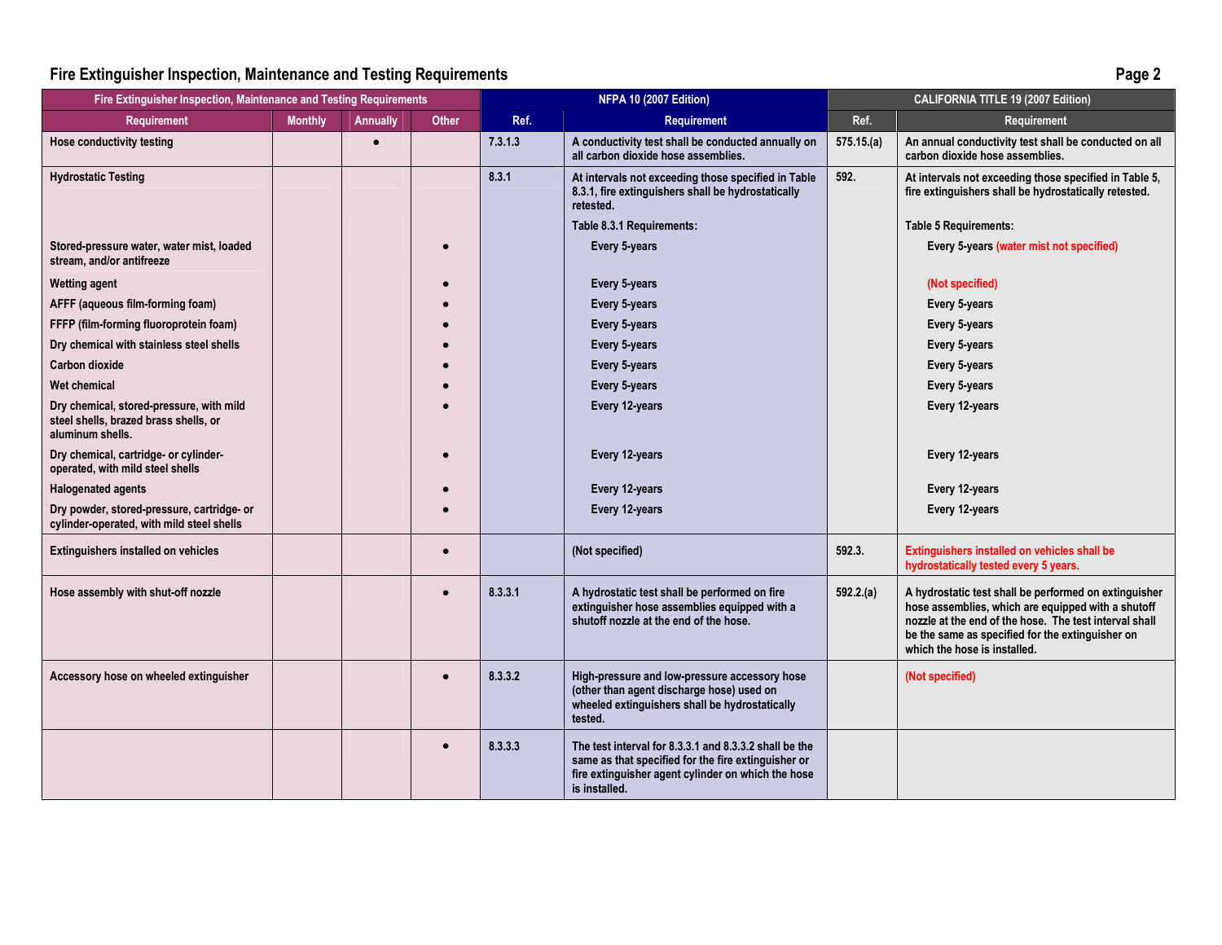# Fire Extinguisher Inspection, Maintenance and Testing Requirements

| Fire Extinguisher Inspection, Maintenance and Testing Requirements | | | | NFPA 10 (2007 Edition) | | CALIFORNIA TITLE 19 (2007 Edition) | |
|---|---|---|---|---|---|---|---|
| Requirement | Monthly | Annually | Other | Ref. | Requirement | Ref. | Requirement |
| Hose conductivity testing | | ● | | 7.3.1.3 | A conductivity test shall be conducted annually on all carbon dioxide hose assemblies. | 575.15.(a) | An annual conductivity test shall be conducted on all carbon dioxide hose assemblies. |
| Hydrostatic Testing | | | | 8.3.1 | At intervals not exceeding those specified in Table 8.3.1, fire extinguishers shall be hydrostatically retested. Table 8.3.1 Requirements: | 592. | At intervals not exceeding those specified in Table 5, fire extinguishers shall be hydrostatically retested. Table 5 Requirements: |
| Stored-pressure water, water mist, loaded stream, and/or antifreeze | | | ● | | Every 5-years | | Every 5-years (water mist not specified) |
| Wetting agent | | | ● | | Every 5-years | | (Not specified) |
| AFFF (aqueous film-forming foam) | | | ● | | Every 5-years | | Every 5-years |
| FFFP (film-forming fluoroprotein foam) | | | ● | | Every 5-years | | Every 5-years |
| Dry chemical with stainless steel shells | | | ● | | Every 5-years | | Every 5-years |
| Carbon dioxide | | | ● | | Every 5-years | | Every 5-years |
| Wet chemical | | | ● | | Every 5-years | | Every 5-years |
| Dry chemical, stored-pressure, with mild steel shells, brazed brass shells, or aluminum shells. | | | ● | | Every 12-years | | Every 12-years |
| Dry chemical, cartridge- or cylinder-operated, with mild steel shells | | | ● | | Every 12-years | | Every 12-years |
| Halogenated agents | | | ● | | Every 12-years | | Every 12-years |
| Dry powder, stored-pressure, cartridge- or cylinder-operated, with mild steel shells | | | ● | | Every 12-years | | Every 12-years |
| Extinguishers installed on vehicles | | | ● | | (Not specified) | 592.3. | Extinguishers installed on vehicles shall be hydrostatically tested every 5 years. |
| Hose assembly with shut-off nozzle | | | ● | 8.3.3.1 | A hydrostatic test shall be performed on fire extinguisher hose assemblies equipped with a shutoff nozzle at the end of the hose. | 592.2.(a) | A hydrostatic test shall be performed on extinguisher hose assemblies, which are equipped with a shutoff nozzle at the end of the hose. The test interval shall be the same as specified for the extinguisher on which the hose is installed. |
| Accessory hose on wheeled extinguisher | | | ● | 8.3.3.2 | High-pressure and low-pressure accessory hose (other than agent discharge hose) used on wheeled extinguishers shall be hydrostatically tested. | | (Not specified) |
| | | | ● | 8.3.3.3 | The test interval for 8.3.3.1 and 8.3.3.2 shall be the same as that specified for the fire extinguisher or fire extinguisher agent cylinder on which the hose is installed. | | |